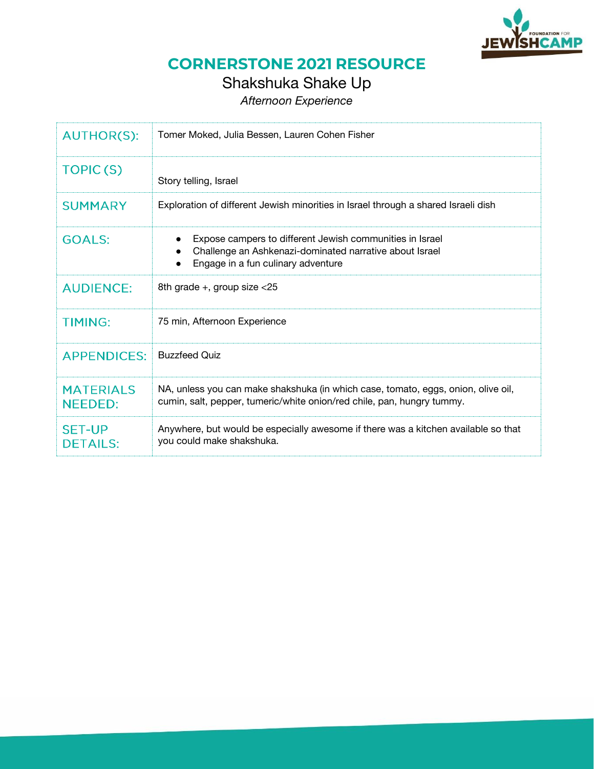# CORNERSTONE 2021 RESOURCE

## Shakshuka Shake Up

*Afternoon Experience*

| | |
|---|---|
| AUTHOR(S): | Tomer Moked, Julia Bessen, Lauren Cohen Fisher |
| TOPIC (S) | Story telling, Israel |
| SUMMARY | Exploration of different Jewish minorities in Israel through a shared Israeli dish |
| GOALS: | • Expose campers to different Jewish communities in Israel<br>• Challenge an Ashkenazi-dominated narrative about Israel<br>• Engage in a fun culinary adventure |
| AUDIENCE: | 8th grade +, group size <25 |
| TIMING: | 75 min, Afternoon Experience |
| APPENDICES: | Buzzfeed Quiz |
| MATERIALS NEEDED: | NA, unless you can make shakshuka (in which case, tomato, eggs, onion, olive oil, cumin, salt, pepper, tumeric/white onion/red chile, pan, hungry tummy. |
| SET-UP DETAILS: | Anywhere, but would be especially awesome if there was a kitchen available so that you could make shakshuka. |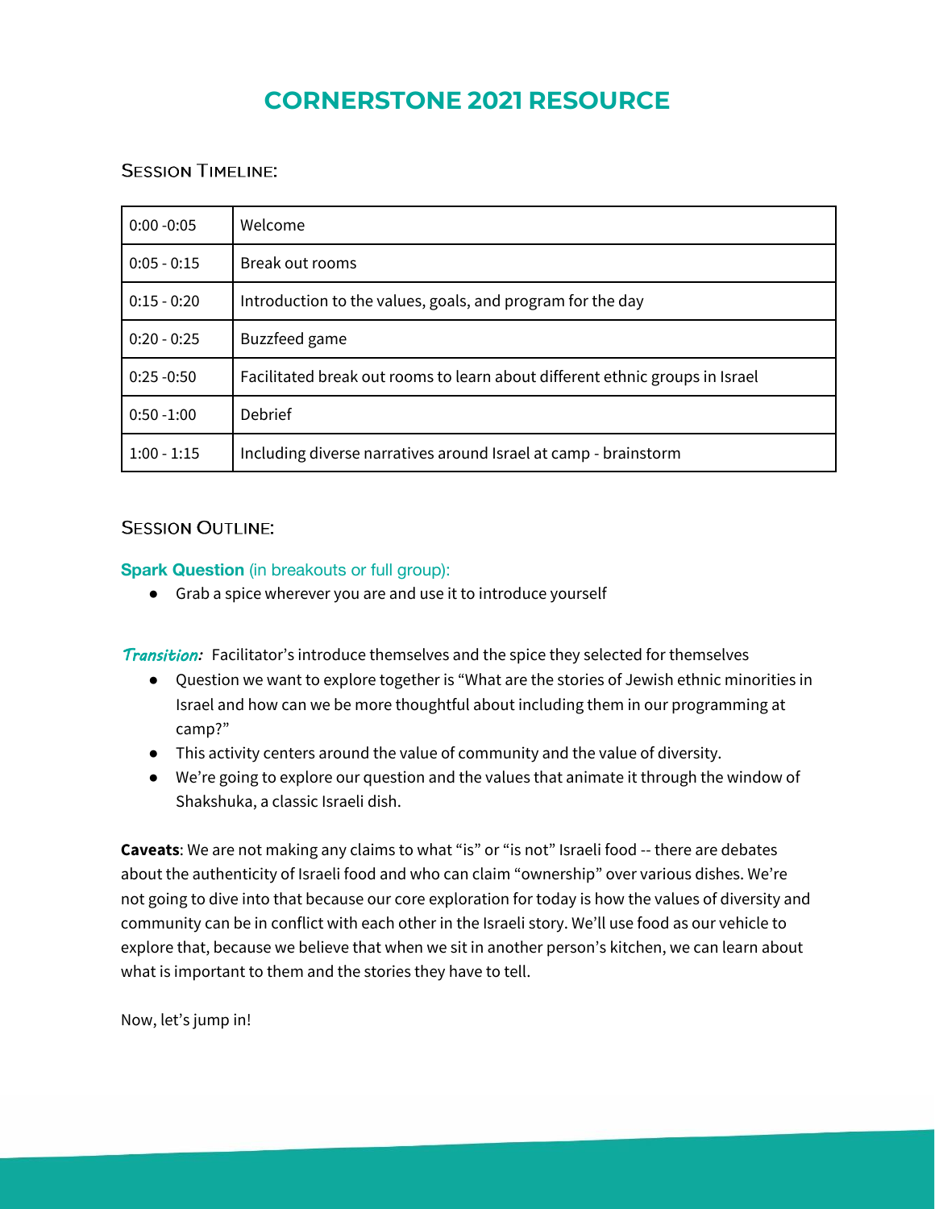# CORNERSTONE 2021 RESOURCE

## Session Timeline:

| 0:00 -0:05 | Welcome |
|---|---|
| 0:05 - 0:15 | Break out rooms |
| 0:15 - 0:20 | Introduction to the values, goals, and program for the day |
| 0:20 - 0:25 | Buzzfeed game |
| 0:25 -0:50 | Facilitated break out rooms to learn about different ethnic groups in Israel |
| 0:50 -1:00 | Debrief |
| 1:00 - 1:15 | Including diverse narratives around Israel at camp - brainstorm |

## Session Outline:

**Spark Question** (in breakouts or full group):

- Grab a spice wherever you are and use it to introduce yourself

*Transition:* Facilitator's introduce themselves and the spice they selected for themselves

- Question we want to explore together is "What are the stories of Jewish ethnic minorities in Israel and how can we be more thoughtful about including them in our programming at camp?"
- This activity centers around the value of community and the value of diversity.
- We're going to explore our question and the values that animate it through the window of Shakshuka, a classic Israeli dish.

**Caveats**: We are not making any claims to what "is" or "is not" Israeli food -- there are debates about the authenticity of Israeli food and who can claim "ownership" over various dishes. We're not going to dive into that because our core exploration for today is how the values of diversity and community can be in conflict with each other in the Israeli story. We'll use food as our vehicle to explore that, because we believe that when we sit in another person's kitchen, we can learn about what is important to them and the stories they have to tell.

Now, let's jump in!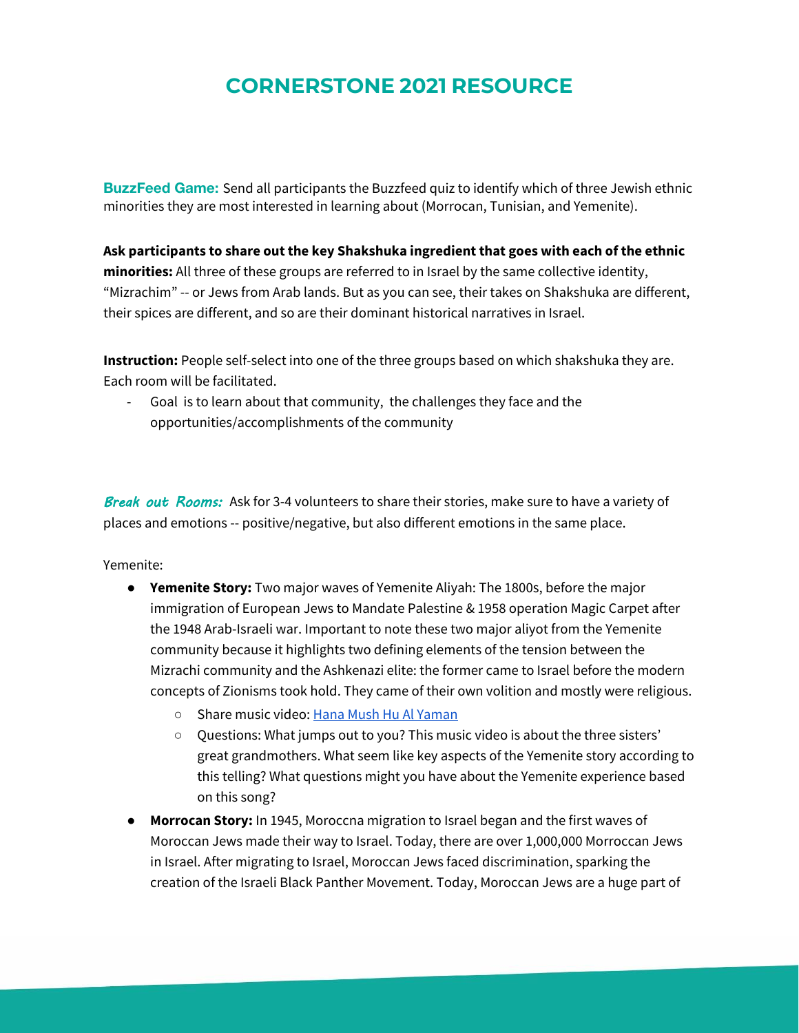# CORNERSTONE 2021 RESOURCE

**BuzzFeed Game:** Send all participants the Buzzfeed quiz to identify which of three Jewish ethnic minorities they are most interested in learning about (Morrocan, Tunisian, and Yemenite).

**Ask participants to share out the key Shakshuka ingredient that goes with each of the ethnic minorities:** All three of these groups are referred to in Israel by the same collective identity, "Mizrachim" -- or Jews from Arab lands. But as you can see, their takes on Shakshuka are different, their spices are different, and so are their dominant historical narratives in Israel.

**Instruction:** People self-select into one of the three groups based on which shakshuka they are. Each room will be facilitated.

- Goal is to learn about that community, the challenges they face and the opportunities/accomplishments of the community

***Break out Rooms:*** Ask for 3-4 volunteers to share their stories, make sure to have a variety of places and emotions -- positive/negative, but also different emotions in the same place.

Yemenite:

- **Yemenite Story:** Two major waves of Yemenite Aliyah: The 1800s, before the major immigration of European Jews to Mandate Palestine & 1958 operation Magic Carpet after the 1948 Arab-Israeli war. Important to note these two major aliyot from the Yemenite community because it highlights two defining elements of the tension between the Mizrachi community and the Ashkenazi elite: the former came to Israel before the modern concepts of Zionisms took hold. They came of their own volition and mostly were religious.
    - Share music video: [Hana Mush Hu Al Yaman]()
    - Questions: What jumps out to you? This music video is about the three sisters' great grandmothers. What seem like key aspects of the Yemenite story according to this telling? What questions might you have about the Yemenite experience based on this song?
- **Morrocan Story:** In 1945, Moroccna migration to Israel began and the first waves of Moroccan Jews made their way to Israel. Today, there are over 1,000,000 Morroccan Jews in Israel. After migrating to Israel, Moroccan Jews faced discrimination, sparking the creation of the Israeli Black Panther Movement. Today, Moroccan Jews are a huge part of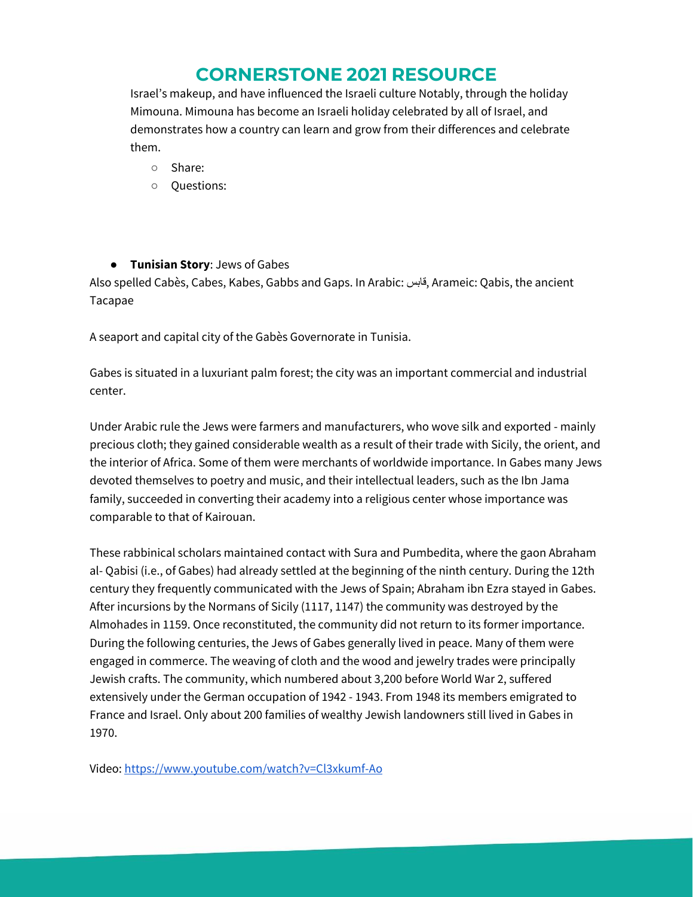Israel's makeup, and have influenced the Israeli culture Notably, through the holiday Mimouna. Mimouna has become an Israeli holiday celebrated by all of Israel, and demonstrates how a country can learn and grow from their differences and celebrate them.

- Share:
- Questions:

- **Tunisian Story**: Jews of Gabes

Also spelled Cabès, Cabes, Kabes, Gabbs and Gaps. In Arabic: قابس, Arameic: Qabis, the ancient Tacapae

A seaport and capital city of the Gabès Governorate in Tunisia.

Gabes is situated in a luxuriant palm forest; the city was an important commercial and industrial center.

Under Arabic rule the Jews were farmers and manufacturers, who wove silk and exported - mainly precious cloth; they gained considerable wealth as a result of their trade with Sicily, the orient, and the interior of Africa. Some of them were merchants of worldwide importance. In Gabes many Jews devoted themselves to poetry and music, and their intellectual leaders, such as the Ibn Jama family, succeeded in converting their academy into a religious center whose importance was comparable to that of Kairouan.

These rabbinical scholars maintained contact with Sura and Pumbedita, where the gaon Abraham al- Qabisi (i.e., of Gabes) had already settled at the beginning of the ninth century. During the 12th century they frequently communicated with the Jews of Spain; Abraham ibn Ezra stayed in Gabes. After incursions by the Normans of Sicily (1117, 1147) the community was destroyed by the Almohades in 1159. Once reconstituted, the community did not return to its former importance. During the following centuries, the Jews of Gabes generally lived in peace. Many of them were engaged in commerce. The weaving of cloth and the wood and jewelry trades were principally Jewish crafts. The community, which numbered about 3,200 before World War 2, suffered extensively under the German occupation of 1942 - 1943. From 1948 its members emigrated to France and Israel. Only about 200 families of wealthy Jewish landowners still lived in Gabes in 1970.

Video: [https://www.youtube.com/watch?v=Cl3xkumf-Ao](https://www.youtube.com/watch?v=Cl3xkumf-Ao)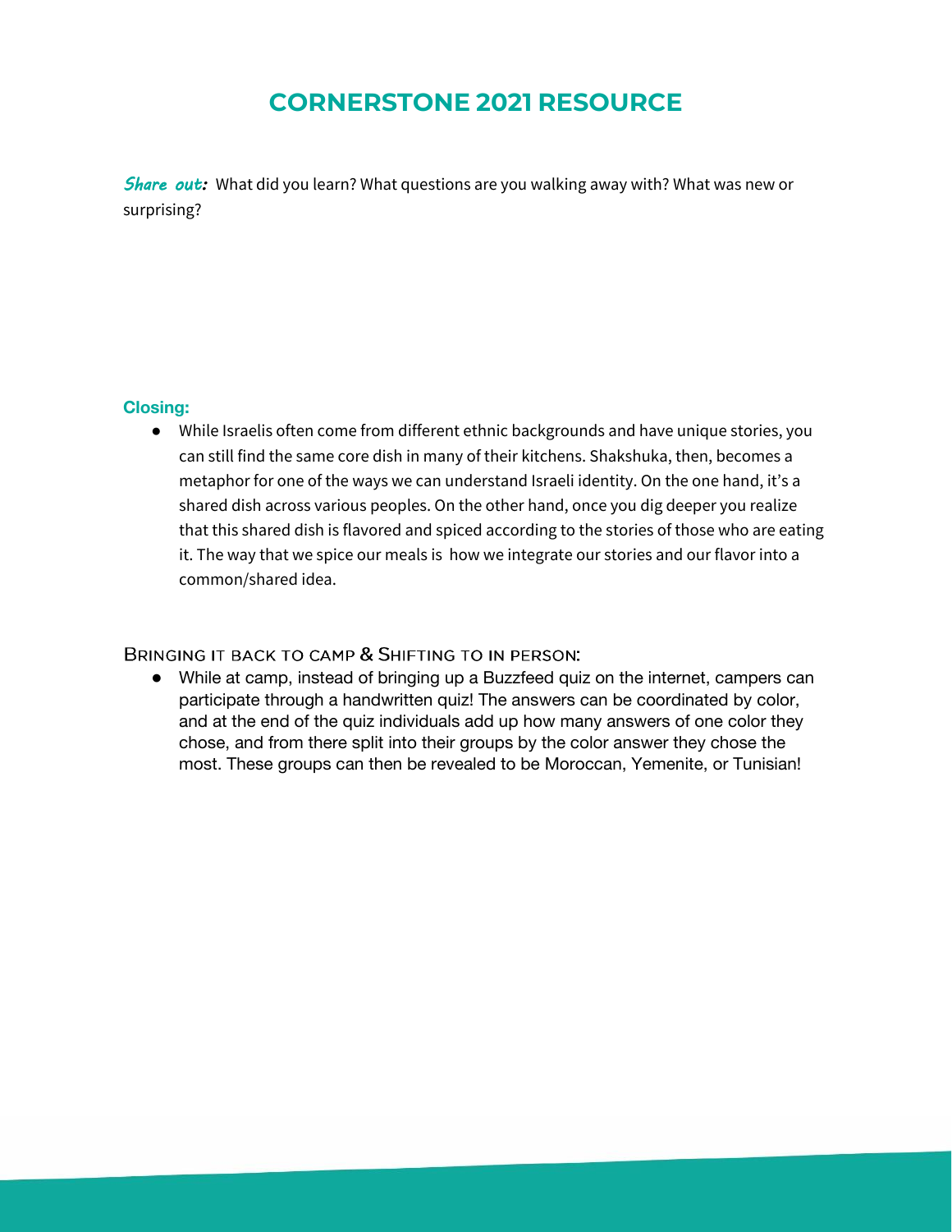# CORNERSTONE 2021 RESOURCE

***Share out:*** What did you learn? What questions are you walking away with? What was new or surprising?

**Closing:**

- While Israelis often come from different ethnic backgrounds and have unique stories, you can still find the same core dish in many of their kitchens. Shakshuka, then, becomes a metaphor for one of the ways we can understand Israeli identity. On the one hand, it's a shared dish across various peoples. On the other hand, once you dig deeper you realize that this shared dish is flavored and spiced according to the stories of those who are eating it. The way that we spice our meals is  how we integrate our stories and our flavor into a common/shared idea.

### Bringing it back to camp & Shifting to in person:

- While at camp, instead of bringing up a Buzzfeed quiz on the internet, campers can participate through a handwritten quiz! The answers can be coordinated by color, and at the end of the quiz individuals add up how many answers of one color they chose, and from there split into their groups by the color answer they chose the most. These groups can then be revealed to be Moroccan, Yemenite, or Tunisian!